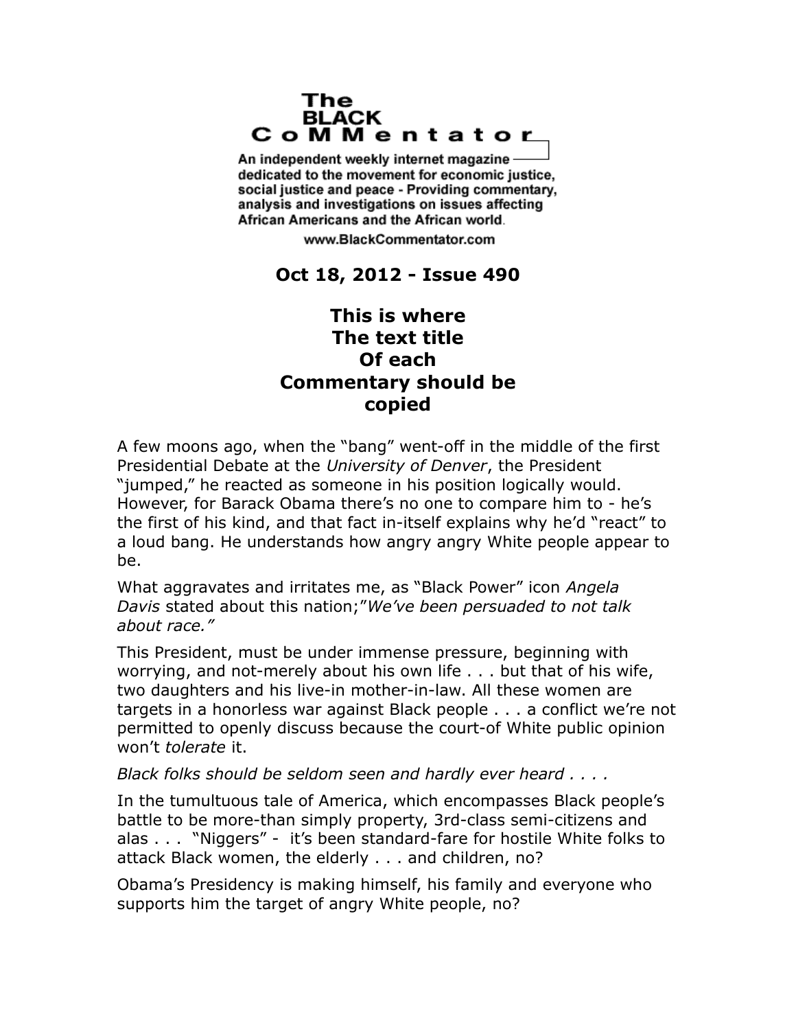# The BLACK CoMMentator

An independent weekly internet magazine dedicated to the movement for economic justice, social justice and peace - Providing commentary, analysis and investigations on issues affecting African Americans and the African world.

www.BlackCommentator.com

**Oct 18, 2012 - Issue 490**

## This is where The text title Of each Commentary should be copied

A few moons ago, when the "bang" went-off in the middle of the first Presidential Debate at the *University of Denver*, the President "jumped," he reacted as someone in his position logically would. However, for Barack Obama there's no one to compare him to - he's the first of his kind, and that fact in-itself explains why he'd "react" to a loud bang. He understands how angry angry White people appear to be.

What aggravates and irritates me, as "Black Power" icon *Angela Davis* stated about this nation;"*We've been persuaded to not talk about race."*

This President, must be under immense pressure, beginning with worrying, and not-merely about his own life . . . but that of his wife, two daughters and his live-in mother-in-law. All these women are targets in a honorless war against Black people . . . a conflict we're not permitted to openly discuss because the court-of White public opinion won't *tolerate* it.

*Black folks should be seldom seen and hardly ever heard . . . .*

In the tumultuous tale of America, which encompasses Black people's battle to be more-than simply property, 3rd-class semi-citizens and alas . . . "Niggers" - it's been standard-fare for hostile White folks to attack Black women, the elderly . . . and children, no?

Obama's Presidency is making himself, his family and everyone who supports him the target of angry White people, no?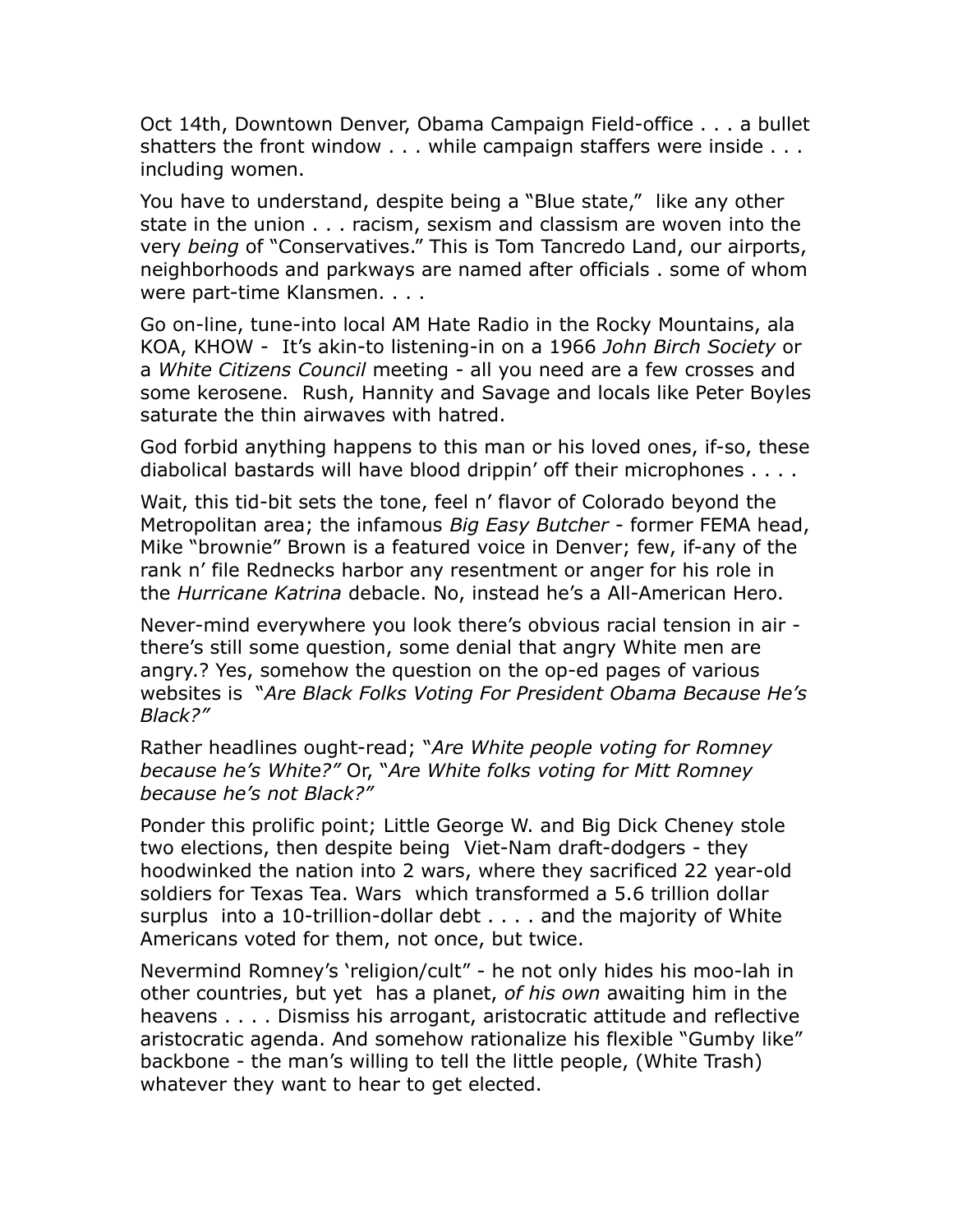Oct 14th, Downtown Denver, Obama Campaign Field-office . . . a bullet shatters the front window . . . while campaign staffers were inside . . . including women.

You have to understand, despite being a "Blue state," like any other state in the union . . . racism, sexism and classism are woven into the very *being* of "Conservatives." This is Tom Tancredo Land, our airports, neighborhoods and parkways are named after officials . some of whom were part-time Klansmen. . . .

Go on-line, tune-into local AM Hate Radio in the Rocky Mountains, ala KOA, KHOW - It's akin-to listening-in on a 1966 *John Birch Society* or a *White Citizens Council* meeting - all you need are a few crosses and some kerosene. Rush, Hannity and Savage and locals like Peter Boyles saturate the thin airwaves with hatred.

God forbid anything happens to this man or his loved ones, if-so, these diabolical bastards will have blood drippin' off their microphones . . . .

Wait, this tid-bit sets the tone, feel n' flavor of Colorado beyond the Metropolitan area; the infamous *Big Easy Butcher* - former FEMA head, Mike "brownie" Brown is a featured voice in Denver; few, if-any of the rank n' file Rednecks harbor any resentment or anger for his role in the *Hurricane Katrina* debacle. No, instead he's a All-American Hero.

Never-mind everywhere you look there's obvious racial tension in air - there's still some question, some denial that angry White men are angry.? Yes, somehow the question on the op-ed pages of various websites is *"Are Black Folks Voting For President Obama Because He's Black?"*

Rather headlines ought-read; *"Are White people voting for Romney because he's White?"* Or, *"Are White folks voting for Mitt Romney because he's not Black?"*

Ponder this prolific point; Little George W. and Big Dick Cheney stole two elections, then despite being Viet-Nam draft-dodgers - they hoodwinked the nation into 2 wars, where they sacrificed 22 year-old soldiers for Texas Tea. Wars which transformed a 5.6 trillion dollar surplus into a 10-trillion-dollar debt . . . . and the majority of White Americans voted for them, not once, but twice.

Nevermind Romney's 'religion/cult" - he not only hides his moo-lah in other countries, but yet has a planet, *of his own* awaiting him in the heavens . . . . Dismiss his arrogant, aristocratic attitude and reflective aristocratic agenda. And somehow rationalize his flexible "Gumby like" backbone - the man's willing to tell the little people, (White Trash) whatever they want to hear to get elected.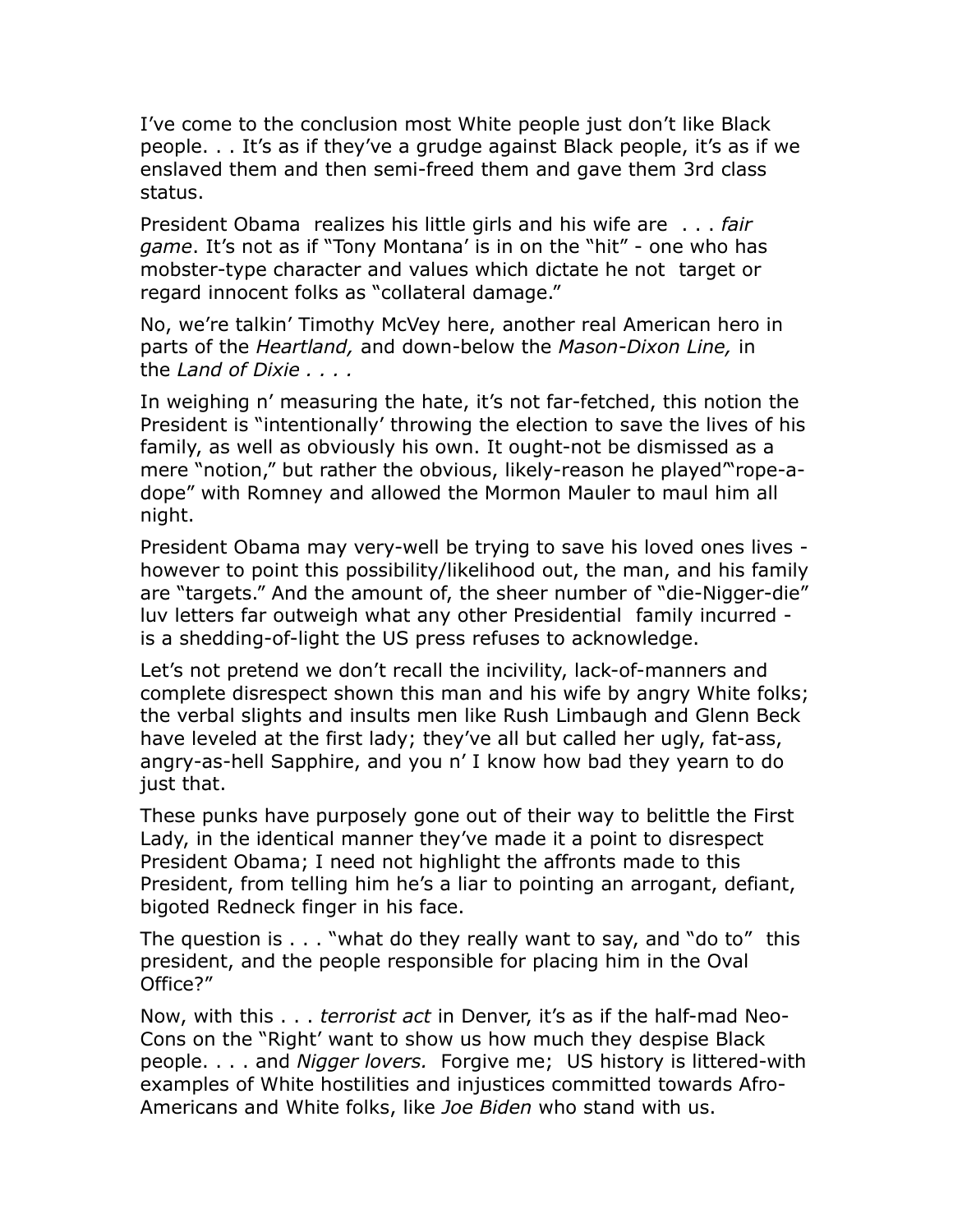I've come to the conclusion most White people just don't like Black people. . . It's as if they've a grudge against Black people, it's as if we enslaved them and then semi-freed them and gave them 3rd class status.

President Obama realizes his little girls and his wife are . . . *fair game*. It's not as if "Tony Montana' is in on the "hit" - one who has mobster-type character and values which dictate he not target or regard innocent folks as "collateral damage."

No, we're talkin' Timothy McVey here, another real American hero in parts of the *Heartland,* and down-below the *Mason-Dixon Line,* in the *Land of Dixie . . . .*

In weighing n' measuring the hate, it's not far-fetched, this notion the President is "intentionally' throwing the election to save the lives of his family, as well as obviously his own. It ought-not be dismissed as a mere "notion," but rather the obvious, likely-reason he played""rope-a-dope" with Romney and allowed the Mormon Mauler to maul him all night.

President Obama may very-well be trying to save his loved ones lives - however to point this possibility/likelihood out, the man, and his family are "targets." And the amount of, the sheer number of "die-Nigger-die" luv letters far outweigh what any other Presidential family incurred - is a shedding-of-light the US press refuses to acknowledge.

Let's not pretend we don't recall the incivility, lack-of-manners and complete disrespect shown this man and his wife by angry White folks; the verbal slights and insults men like Rush Limbaugh and Glenn Beck have leveled at the first lady; they've all but called her ugly, fat-ass, angry-as-hell Sapphire, and you n' I know how bad they yearn to do just that.

These punks have purposely gone out of their way to belittle the First Lady, in the identical manner they've made it a point to disrespect President Obama; I need not highlight the affronts made to this President, from telling him he's a liar to pointing an arrogant, defiant, bigoted Redneck finger in his face.

The question is . . . "what do they really want to say, and "do to" this president, and the people responsible for placing him in the Oval Office?"

Now, with this . . . *terrorist act* in Denver, it's as if the half-mad Neo-Cons on the "Right' want to show us how much they despise Black people. . . . and *Nigger lovers.* Forgive me; US history is littered-with examples of White hostilities and injustices committed towards Afro-Americans and White folks, like *Joe Biden* who stand with us.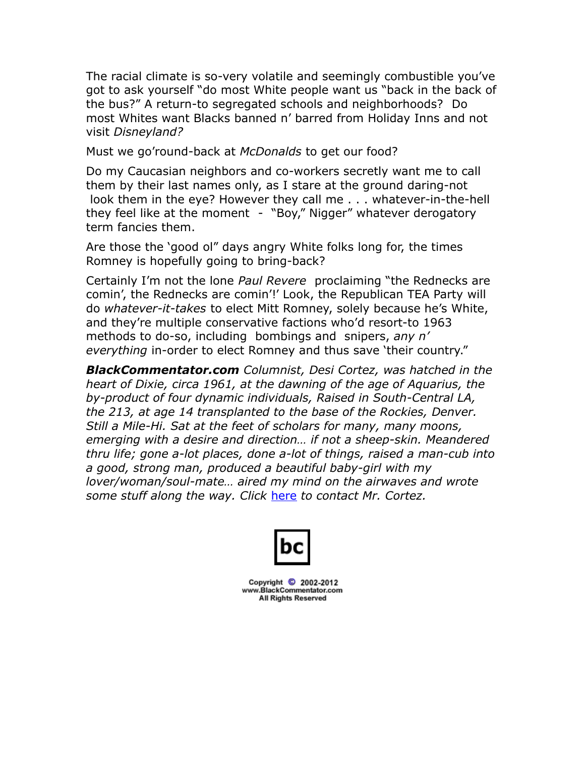The racial climate is so-very volatile and seemingly combustible you've got to ask yourself "do most White people want us "back in the back of the bus?" A return-to segregated schools and neighborhoods?  Do most Whites want Blacks banned n' barred from Holiday Inns and not visit *Disneyland?*

Must we go'round-back at *McDonalds* to get our food?

Do my Caucasian neighbors and co-workers secretly want me to call them by their last names only, as I stare at the ground daring-not look them in the eye? However they call me . . . whatever-in-the-hell they feel like at the moment  -  "Boy," Nigger" whatever derogatory term fancies them.

Are those the 'good ol" days angry White folks long for, the times Romney is hopefully going to bring-back?

Certainly I'm not the lone *Paul Revere*  proclaiming "the Rednecks are comin', the Rednecks are comin'!' Look, the Republican TEA Party will do *whatever-it-takes* to elect Mitt Romney, solely because he's White, and they're multiple conservative factions who'd resort-to 1963 methods to do-so, including  bombings and  snipers, *any n' everything* in-order to elect Romney and thus save 'their country."

***BlackCommentator.com*** *Columnist, Desi Cortez, was hatched in the heart of Dixie, circa 1961, at the dawning of the age of Aquarius, the by-product of four dynamic individuals, Raised in South-Central LA, the 213, at age 14 transplanted to the base of the Rockies, Denver. Still a Mile-Hi. Sat at the feet of scholars for many, many moons, emerging with a desire and direction… if not a sheep-skin. Meandered thru life; gone a-lot places, done a-lot of things, raised a man-cub into a good, strong man, produced a beautiful baby-girl with my lover/woman/soul-mate… aired my mind on the airwaves and wrote some stuff along the way. Click* here *to contact Mr. Cortez.*

bc

Copyright © 2002-2012
www.BlackCommentator.com
All Rights Reserved